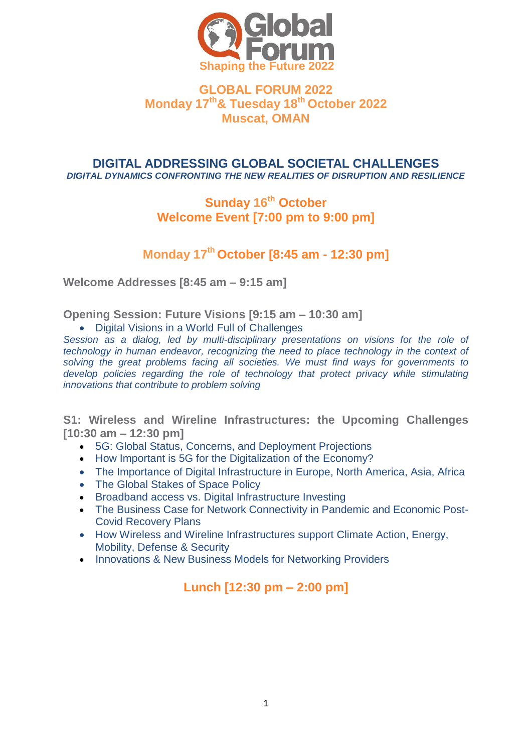Global Forum

Shaping the Future 2022

# GLOBAL FORUM 2022
## Monday 17th & Tuesday 18th October 2022
## Muscat, OMAN

## DIGITAL ADDRESSING GLOBAL SOCIETAL CHALLENGES
***DIGITAL DYNAMICS CONFRONTING THE NEW REALITIES OF DISRUPTION AND RESILIENCE***

## Sunday 16th October
## Welcome Event [7:00 pm to 9:00 pm]

## Monday 17th October [8:45 am - 12:30 pm]

### Welcome Addresses [8:45 am – 9:15 am]

### Opening Session: Future Visions [9:15 am – 10:30 am]

- Digital Visions in a World Full of Challenges

*Session as a dialog, led by multi-disciplinary presentations on visions for the role of technology in human endeavor, recognizing the need to place technology in the context of solving the great problems facing all societies. We must find ways for governments to develop policies regarding the role of technology that protect privacy while stimulating innovations that contribute to problem solving*

### S1: Wireless and Wireline Infrastructures: the Upcoming Challenges [10:30 am – 12:30 pm]

- 5G: Global Status, Concerns, and Deployment Projections
- How Important is 5G for the Digitalization of the Economy?
- The Importance of Digital Infrastructure in Europe, North America, Asia, Africa
- The Global Stakes of Space Policy
- Broadband access vs. Digital Infrastructure Investing
- The Business Case for Network Connectivity in Pandemic and Economic Post-Covid Recovery Plans
- How Wireless and Wireline Infrastructures support Climate Action, Energy, Mobility, Defense & Security
- Innovations & New Business Models for Networking Providers

## Lunch [12:30 pm – 2:00 pm]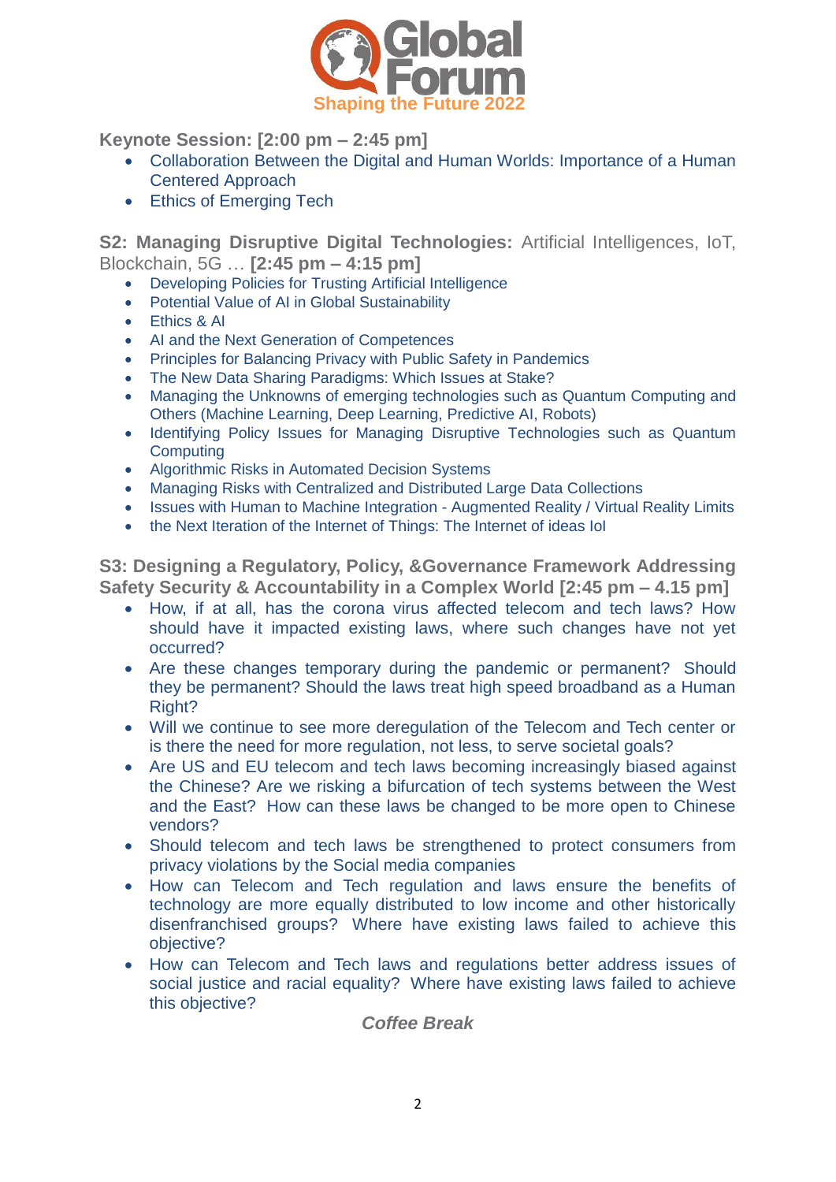Global Forum
Shaping the Future 2022

**Keynote Session: [2:00 pm – 2:45 pm]**

- Collaboration Between the Digital and Human Worlds: Importance of a Human Centered Approach
- Ethics of Emerging Tech

**S2: Managing Disruptive Digital Technologies:** Artificial Intelligences, IoT, Blockchain, 5G … **[2:45 pm – 4:15 pm]**

- Developing Policies for Trusting Artificial Intelligence
- Potential Value of AI in Global Sustainability
- Ethics & AI
- AI and the Next Generation of Competences
- Principles for Balancing Privacy with Public Safety in Pandemics
- The New Data Sharing Paradigms: Which Issues at Stake?
- Managing the Unknowns of emerging technologies such as Quantum Computing and Others (Machine Learning, Deep Learning, Predictive AI, Robots)
- Identifying Policy Issues for Managing Disruptive Technologies such as Quantum Computing
- Algorithmic Risks in Automated Decision Systems
- Managing Risks with Centralized and Distributed Large Data Collections
- Issues with Human to Machine Integration - Augmented Reality / Virtual Reality Limits
- the Next Iteration of the Internet of Things: The Internet of ideas IoI

**S3: Designing a Regulatory, Policy, &Governance Framework Addressing Safety Security & Accountability in a Complex World [2:45 pm – 4.15 pm]**

- How, if at all, has the corona virus affected telecom and tech laws? How should have it impacted existing laws, where such changes have not yet occurred?
- Are these changes temporary during the pandemic or permanent? Should they be permanent? Should the laws treat high speed broadband as a Human Right?
- Will we continue to see more deregulation of the Telecom and Tech center or is there the need for more regulation, not less, to serve societal goals?
- Are US and EU telecom and tech laws becoming increasingly biased against the Chinese? Are we risking a bifurcation of tech systems between the West and the East? How can these laws be changed to be more open to Chinese vendors?
- Should telecom and tech laws be strengthened to protect consumers from privacy violations by the Social media companies
- How can Telecom and Tech regulation and laws ensure the benefits of technology are more equally distributed to low income and other historically disenfranchised groups? Where have existing laws failed to achieve this objective?
- How can Telecom and Tech laws and regulations better address issues of social justice and racial equality? Where have existing laws failed to achieve this objective?

***Coffee Break***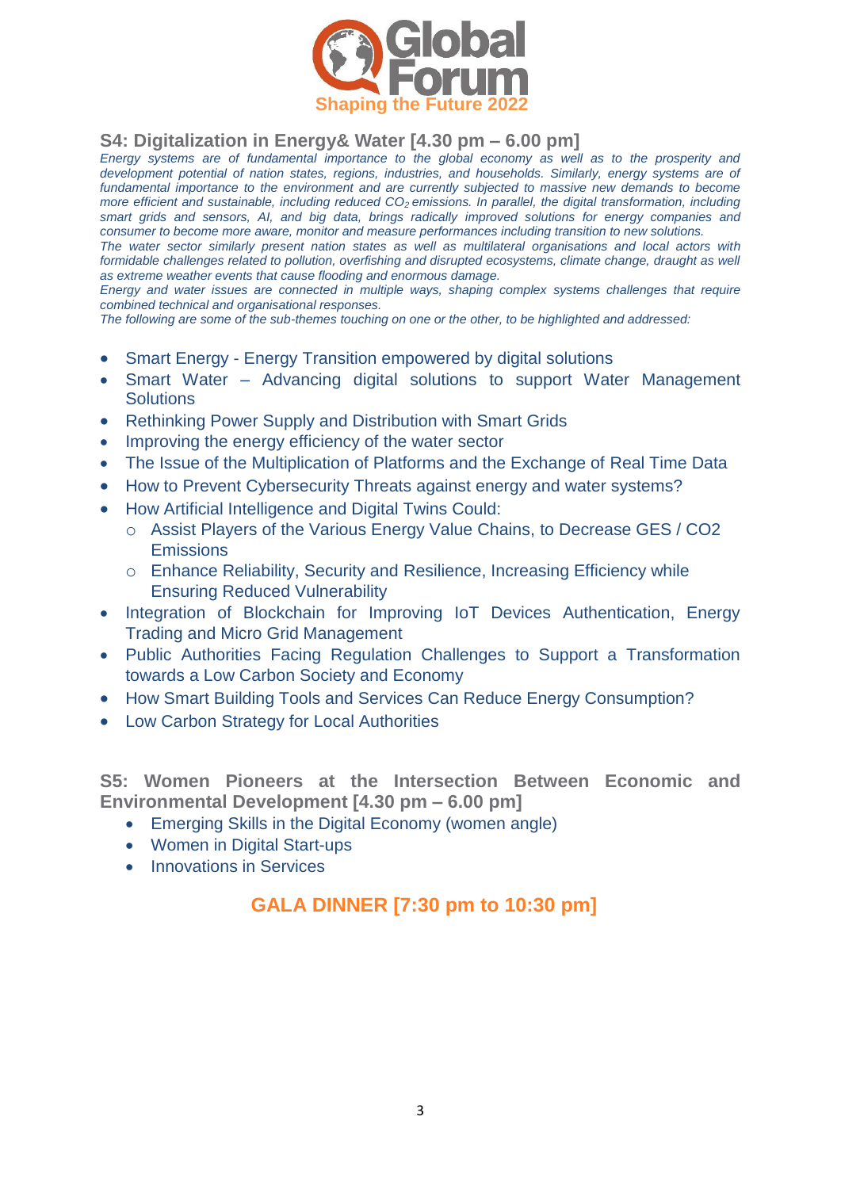Global Forum

Shaping the Future 2022

## S4: Digitalization in Energy& Water [4.30 pm – 6.00 pm]

*Energy systems are of fundamental importance to the global economy as well as to the prosperity and development potential of nation states, regions, industries, and households. Similarly, energy systems are of fundamental importance to the environment and are currently subjected to massive new demands to become more efficient and sustainable, including reduced $CO_2$ emissions. In parallel, the digital transformation, including smart grids and sensors, AI, and big data, brings radically improved solutions for energy companies and consumer to become more aware, monitor and measure performances including transition to new solutions.*

*The water sector similarly present nation states as well as multilateral organisations and local actors with formidable challenges related to pollution, overfishing and disrupted ecosystems, climate change, draught as well as extreme weather events that cause flooding and enormous damage.*

*Energy and water issues are connected in multiple ways, shaping complex systems challenges that require combined technical and organisational responses.*

*The following are some of the sub-themes touching on one or the other, to be highlighted and addressed:*

- Smart Energy - Energy Transition empowered by digital solutions
- Smart Water – Advancing digital solutions to support Water Management Solutions
- Rethinking Power Supply and Distribution with Smart Grids
- Improving the energy efficiency of the water sector
- The Issue of the Multiplication of Platforms and the Exchange of Real Time Data
- How to Prevent Cybersecurity Threats against energy and water systems?
- How Artificial Intelligence and Digital Twins Could:
  - Assist Players of the Various Energy Value Chains, to Decrease GES / CO2 Emissions
  - Enhance Reliability, Security and Resilience, Increasing Efficiency while Ensuring Reduced Vulnerability
- Integration of Blockchain for Improving IoT Devices Authentication, Energy Trading and Micro Grid Management
- Public Authorities Facing Regulation Challenges to Support a Transformation towards a Low Carbon Society and Economy
- How Smart Building Tools and Services Can Reduce Energy Consumption?
- Low Carbon Strategy for Local Authorities

## S5: Women Pioneers at the Intersection Between Economic and Environmental Development [4.30 pm – 6.00 pm]

- Emerging Skills in the Digital Economy (women angle)
- Women in Digital Start-ups
- Innovations in Services

## GALA DINNER [7:30 pm to 10:30 pm]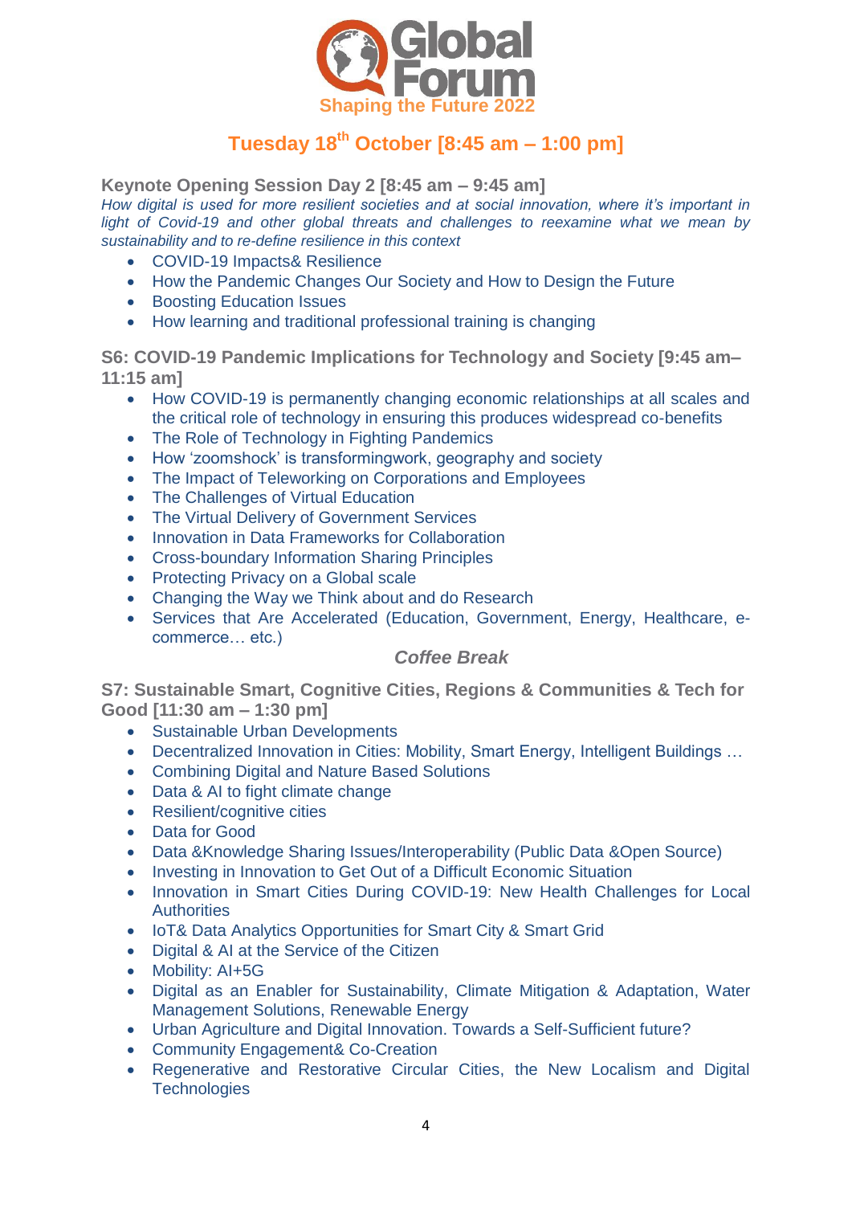Global Forum
Shaping the Future 2022

# Tuesday 18th October [8:45 am – 1:00 pm]

## Keynote Opening Session Day 2 [8:45 am – 9:45 am]

*How digital is used for more resilient societies and at social innovation, where it's important in light of Covid-19 and other global threats and challenges to reexamine what we mean by sustainability and to re-define resilience in this context*

- COVID-19 Impacts& Resilience
- How the Pandemic Changes Our Society and How to Design the Future
- Boosting Education Issues
- How learning and traditional professional training is changing

## S6: COVID-19 Pandemic Implications for Technology and Society [9:45 am–11:15 am]

- How COVID-19 is permanently changing economic relationships at all scales and the critical role of technology in ensuring this produces widespread co-benefits
- The Role of Technology in Fighting Pandemics
- How 'zoomshock' is transformingwork, geography and society
- The Impact of Teleworking on Corporations and Employees
- The Challenges of Virtual Education
- The Virtual Delivery of Government Services
- Innovation in Data Frameworks for Collaboration
- Cross-boundary Information Sharing Principles
- Protecting Privacy on a Global scale
- Changing the Way we Think about and do Research
- Services that Are Accelerated (Education, Government, Energy, Healthcare, e-commerce… etc.)

***Coffee Break***

## S7: Sustainable Smart, Cognitive Cities, Regions & Communities & Tech for Good [11:30 am – 1:30 pm]

- Sustainable Urban Developments
- Decentralized Innovation in Cities: Mobility, Smart Energy, Intelligent Buildings …
- Combining Digital and Nature Based Solutions
- Data & AI to fight climate change
- Resilient/cognitive cities
- Data for Good
- Data &Knowledge Sharing Issues/Interoperability (Public Data &Open Source)
- Investing in Innovation to Get Out of a Difficult Economic Situation
- Innovation in Smart Cities During COVID-19: New Health Challenges for Local Authorities
- IoT& Data Analytics Opportunities for Smart City & Smart Grid
- Digital & AI at the Service of the Citizen
- Mobility: AI+5G
- Digital as an Enabler for Sustainability, Climate Mitigation & Adaptation, Water Management Solutions, Renewable Energy
- Urban Agriculture and Digital Innovation. Towards a Self-Sufficient future?
- Community Engagement& Co-Creation
- Regenerative and Restorative Circular Cities, the New Localism and Digital Technologies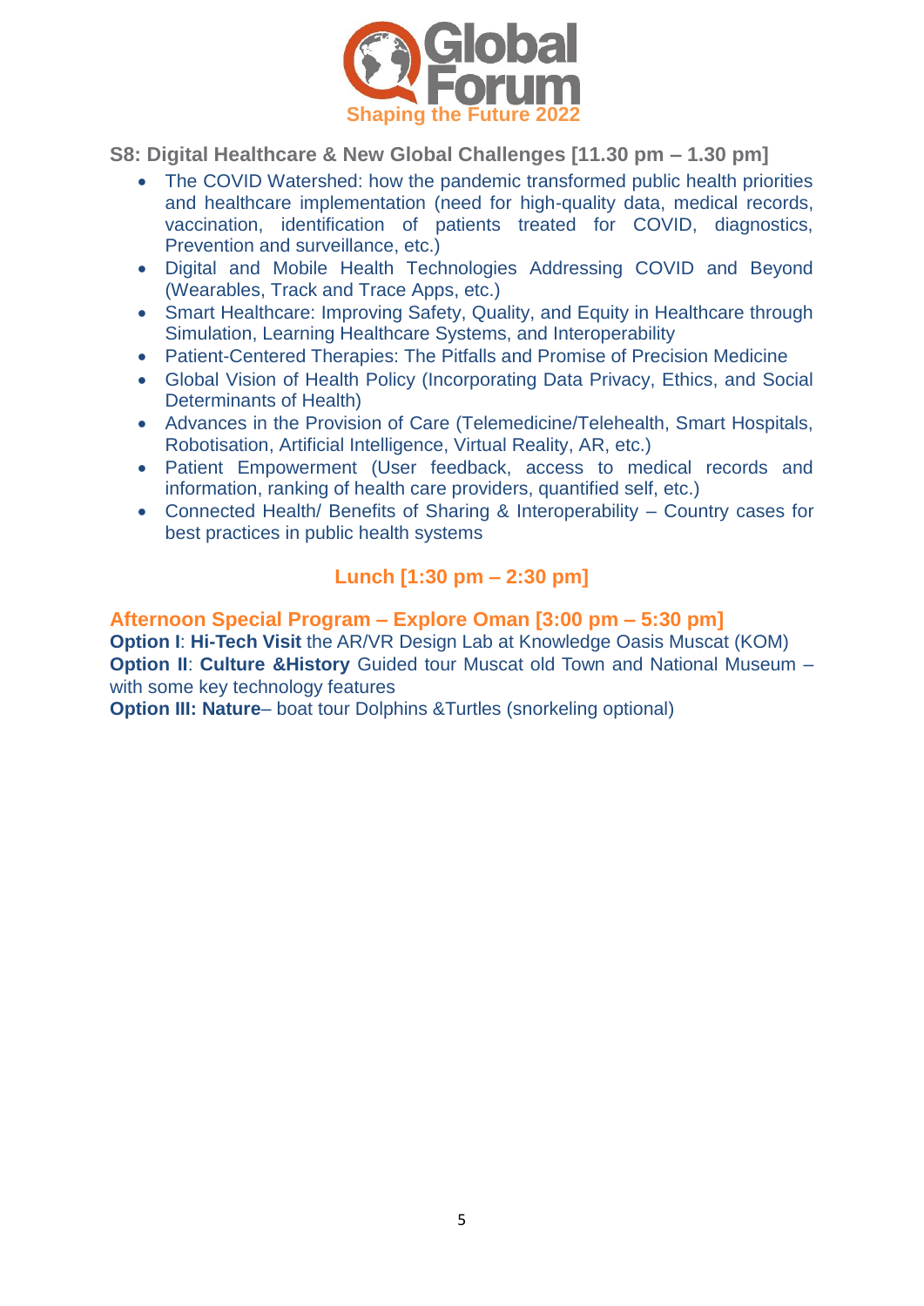**S8: Digital Healthcare & New Global Challenges [11.30 pm – 1.30 pm]**

- The COVID Watershed: how the pandemic transformed public health priorities and healthcare implementation (need for high-quality data, medical records, vaccination, identification of patients treated for COVID, diagnostics, Prevention and surveillance, etc.)
- Digital and Mobile Health Technologies Addressing COVID and Beyond (Wearables, Track and Trace Apps, etc.)
- Smart Healthcare: Improving Safety, Quality, and Equity in Healthcare through Simulation, Learning Healthcare Systems, and Interoperability
- Patient-Centered Therapies: The Pitfalls and Promise of Precision Medicine
- Global Vision of Health Policy (Incorporating Data Privacy, Ethics, and Social Determinants of Health)
- Advances in the Provision of Care (Telemedicine/Telehealth, Smart Hospitals, Robotisation, Artificial Intelligence, Virtual Reality, AR, etc.)
- Patient Empowerment (User feedback, access to medical records and information, ranking of health care providers, quantified self, etc.)
- Connected Health/ Benefits of Sharing & Interoperability – Country cases for best practices in public health systems

**Lunch [1:30 pm – 2:30 pm]**

**Afternoon Special Program – Explore Oman [3:00 pm – 5:30 pm]**

**Option I**: **Hi-Tech Visit** the AR/VR Design Lab at Knowledge Oasis Muscat (KOM)
**Option II**: **Culture &History** Guided tour Muscat old Town and National Museum – with some key technology features
**Option III: Nature**– boat tour Dolphins &Turtles (snorkeling optional)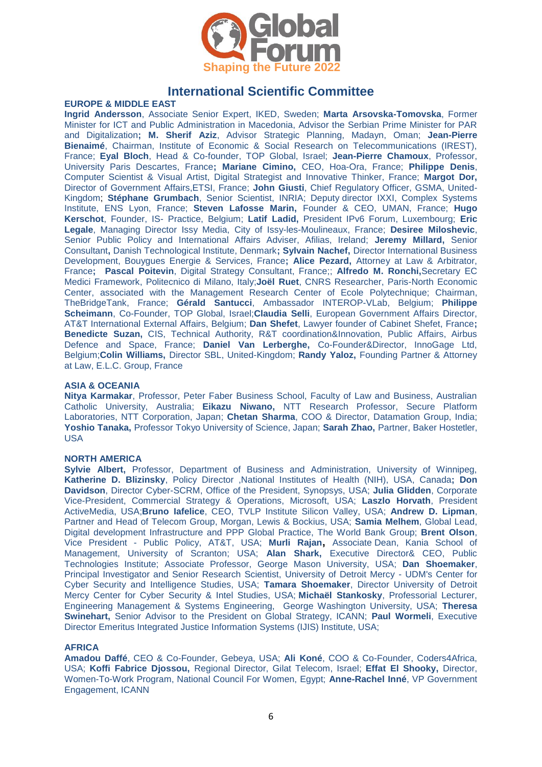Global Forum

Shaping the Future 2022

# International Scientific Committee

## EUROPE & MIDDLE EAST

**Ingrid Andersson**, Associate Senior Expert, IKED, Sweden; **Marta Arsovska-Tomovska**, Former Minister for ICT and Public Administration in Macedonia, Advisor the Serbian Prime Minister for PAR and Digitalization**; M. Sherif Aziz**, Advisor Strategic Planning, Madayn, Oman; **Jean-Pierre Bienaimé**, Chairman, Institute of Economic & Social Research on Telecommunications (IREST), France; **Eyal Bloch**, Head & Co-founder, TOP Global, Israel; **Jean-Pierre Chamoux**, Professor, University Paris Descartes, France**; Mariane Cimino,** CEO, Hoa-Ora, France; **Philippe Denis**, Computer Scientist & Visual Artist, Digital Strategist and Innovative Thinker, France; **Margot Dor,** Director of Government Affairs,ETSI, France; **John Giusti**, Chief Regulatory Officer, GSMA, United-Kingdom; **Stéphane Grumbach**, Senior Scientist, INRIA; Deputy director IXXI, Complex Systems Institute, ENS Lyon, France; **Steven Lafosse Marin,** Founder & CEO, UMAN, France; **Hugo Kerschot**, Founder, IS- Practice, Belgium; **Latif Ladid,** President IPv6 Forum, Luxembourg; **Eric Legale**, Managing Director Issy Media, City of Issy-les-Moulineaux, France; **Desiree Miloshevic**, Senior Public Policy and International Affairs Adviser, Afilias, Ireland; **Jeremy Millard,** Senior Consultant**,** Danish Technological Institute, Denmark**; Sylvain Nachef,** Director International Business Development, Bouygues Energie & Services, France**; Alice Pezard,** Attorney at Law & Arbitrator, France**; Pascal Poitevin**, Digital Strategy Consultant, France;; **Alfredo M. Ronchi,**Secretary EC Medici Framework, Politecnico di Milano, Italy;**Joël Ruet**, CNRS Researcher, Paris-North Economic Center, associated with the Management Research Center of Ecole Polytechnique; Chairman, TheBridgeTank, France; **Gérald Santucci**, Ambassador INTEROP-VLab, Belgium; **Philippe Scheimann**, Co-Founder, TOP Global, Israel;**Claudia Selli**, European Government Affairs Director, AT&T International External Affairs, Belgium; **Dan Shefet**, Lawyer founder of Cabinet Shefet, France**; Benedicte Suzan,** CIS, Technical Authority, R&T coordination&Innovation, Public Affairs, Airbus Defence and Space, France; **Daniel Van Lerberghe,** Co-Founder&Director, InnoGage Ltd, Belgium;**Colin Williams,** Director SBL, United-Kingdom; **Randy Yaloz,** Founding Partner & Attorney at Law, E.L.C. Group, France

## ASIA & OCEANIA

**Nitya Karmakar**, Professor, Peter Faber Business School, Faculty of Law and Business, Australian Catholic University, Australia; **Eikazu Niwano,** NTT Research Professor, Secure Platform Laboratories, NTT Corporation, Japan; **Chetan Sharma**, COO & Director, Datamation Group, India; **Yoshio Tanaka,** Professor Tokyo University of Science, Japan; **Sarah Zhao,** Partner, Baker Hostetler, USA

## NORTH AMERICA

**Sylvie Albert,** Professor, Department of Business and Administration, University of Winnipeg, **Katherine D. Blizinsky**, Policy Director ,National Institutes of Health (NIH), USA, Canada**; Don Davidson**, Director Cyber-SCRM, Office of the President, Synopsys, USA; **Julia Glidden**, Corporate Vice-President, Commercial Strategy & Operations, Microsoft, USA; **Laszlo Horvath**, President ActiveMedia, USA;**Bruno Iafelice**, CEO, TVLP Institute Silicon Valley, USA; **Andrew D. Lipman**, Partner and Head of Telecom Group, Morgan, Lewis & Bockius, USA; **Samia Melhem**, Global Lead, Digital development Infrastructure and PPP Global Practice, The World Bank Group; **Brent Olson**, Vice President - Public Policy, AT&T, USA; **Murli Rajan,** Associate Dean, Kania School of Management, University of Scranton; USA; **Alan Shark,** Executive Director& CEO, Public Technologies Institute; Associate Professor, George Mason University, USA; **Dan Shoemaker**, Principal Investigator and Senior Research Scientist, University of Detroit Mercy - UDM's Center for Cyber Security and Intelligence Studies, USA; **Tamara Shoemaker**, Director University of Detroit Mercy Center for Cyber Security & Intel Studies, USA; **Michaël Stankosky**, Professorial Lecturer, Engineering Management & Systems Engineering, George Washington University, USA; **Theresa Swinehart,** Senior Advisor to the President on Global Strategy, ICANN; **Paul Wormeli**, Executive Director Emeritus Integrated Justice Information Systems (IJIS) Institute, USA;

## AFRICA

**Amadou Daffé**, CEO & Co-Founder, Gebeya, USA; **Ali Koné**, COO & Co-Founder, Coders4Africa, USA; **Koffi Fabrice Djossou,** Regional Director, Gilat Telecom, Israel; **Effat El Shooky,** Director, Women-To-Work Program, National Council For Women, Egypt; **Anne-Rachel Inné**, VP Government Engagement, ICANN